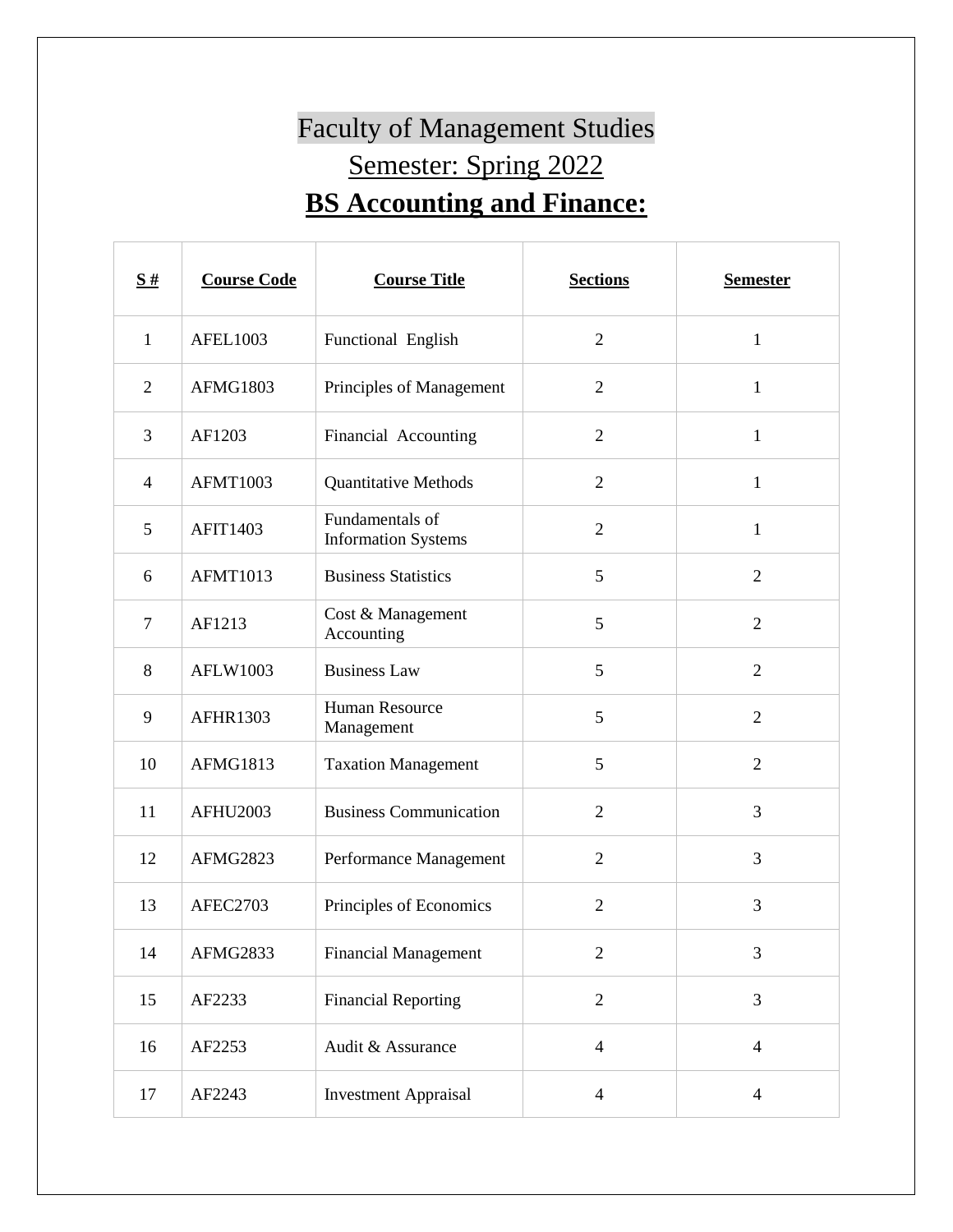# Faculty of Management Studies

## Semester: Spring 2022

## **BS Accounting and Finance:**

| S # | Course Code | Course Title | Sections | Semester |
|---|---|---|---|---|
| 1 | AFEL1003 | Functional English | 2 | 1 |
| 2 | AFMG1803 | Principles of Management | 2 | 1 |
| 3 | AF1203 | Financial Accounting | 2 | 1 |
| 4 | AFMT1003 | Quantitative Methods | 2 | 1 |
| 5 | AFIT1403 | Fundamentals of Information Systems | 2 | 1 |
| 6 | AFMT1013 | Business Statistics | 5 | 2 |
| 7 | AF1213 | Cost & Management Accounting | 5 | 2 |
| 8 | AFLW1003 | Business Law | 5 | 2 |
| 9 | AFHR1303 | Human Resource Management | 5 | 2 |
| 10 | AFMG1813 | Taxation Management | 5 | 2 |
| 11 | AFHU2003 | Business Communication | 2 | 3 |
| 12 | AFMG2823 | Performance Management | 2 | 3 |
| 13 | AFEC2703 | Principles of Economics | 2 | 3 |
| 14 | AFMG2833 | Financial Management | 2 | 3 |
| 15 | AF2233 | Financial Reporting | 2 | 3 |
| 16 | AF2253 | Audit & Assurance | 4 | 4 |
| 17 | AF2243 | Investment Appraisal | 4 | 4 |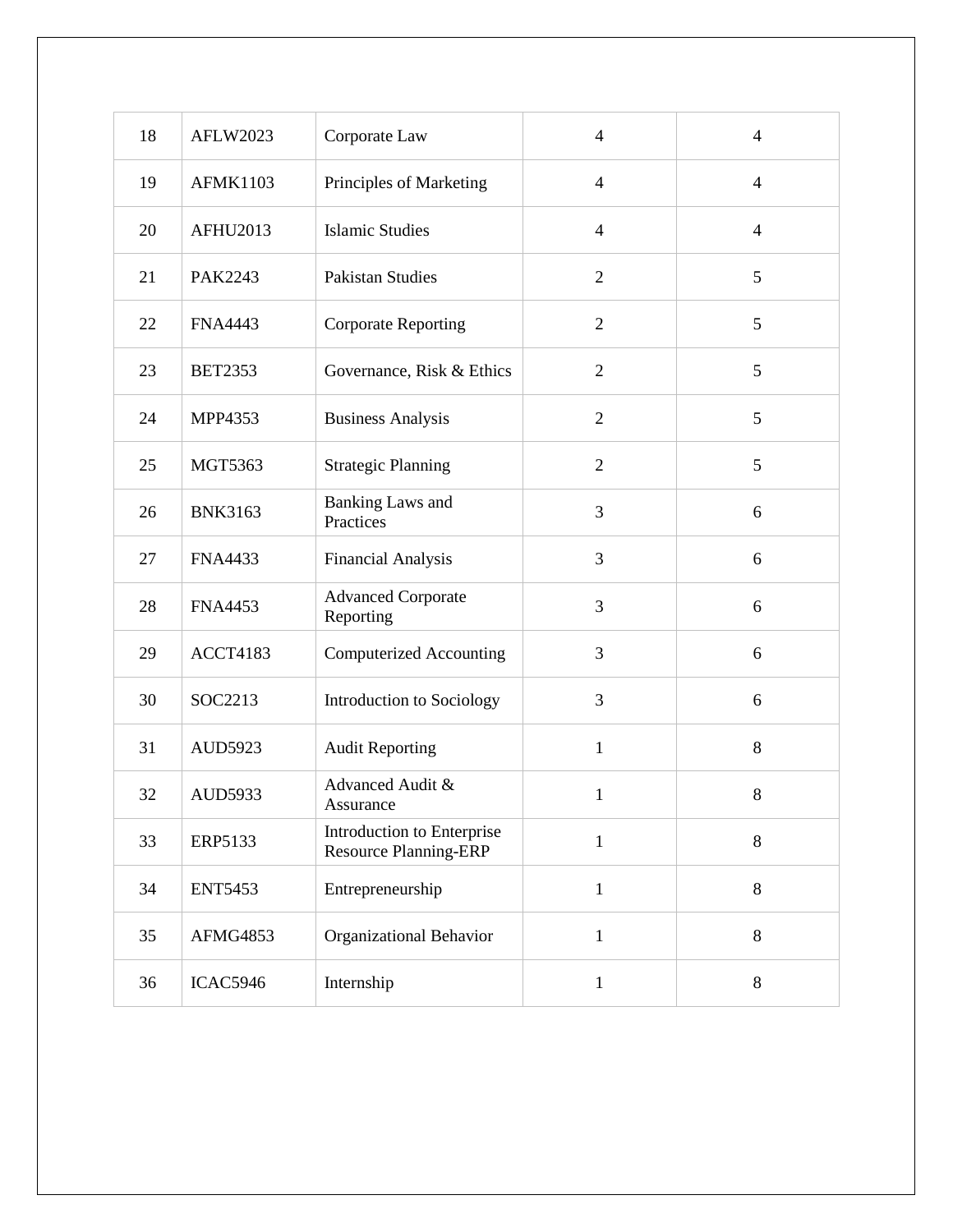| | | | | |
|---|---|---|---|---|
| 18 | AFLW2023 | Corporate Law | 4 | 4 |
| 19 | AFMK1103 | Principles of Marketing | 4 | 4 |
| 20 | AFHU2013 | Islamic Studies | 4 | 4 |
| 21 | PAK2243 | Pakistan Studies | 2 | 5 |
| 22 | FNA4443 | Corporate Reporting | 2 | 5 |
| 23 | BET2353 | Governance, Risk & Ethics | 2 | 5 |
| 24 | MPP4353 | Business Analysis | 2 | 5 |
| 25 | MGT5363 | Strategic Planning | 2 | 5 |
| 26 | BNK3163 | Banking Laws and Practices | 3 | 6 |
| 27 | FNA4433 | Financial Analysis | 3 | 6 |
| 28 | FNA4453 | Advanced Corporate Reporting | 3 | 6 |
| 29 | ACCT4183 | Computerized Accounting | 3 | 6 |
| 30 | SOC2213 | Introduction to Sociology | 3 | 6 |
| 31 | AUD5923 | Audit Reporting | 1 | 8 |
| 32 | AUD5933 | Advanced Audit & Assurance | 1 | 8 |
| 33 | ERP5133 | Introduction to Enterprise Resource Planning-ERP | 1 | 8 |
| 34 | ENT5453 | Entrepreneurship | 1 | 8 |
| 35 | AFMG4853 | Organizational Behavior | 1 | 8 |
| 36 | ICAC5946 | Internship | 1 | 8 |